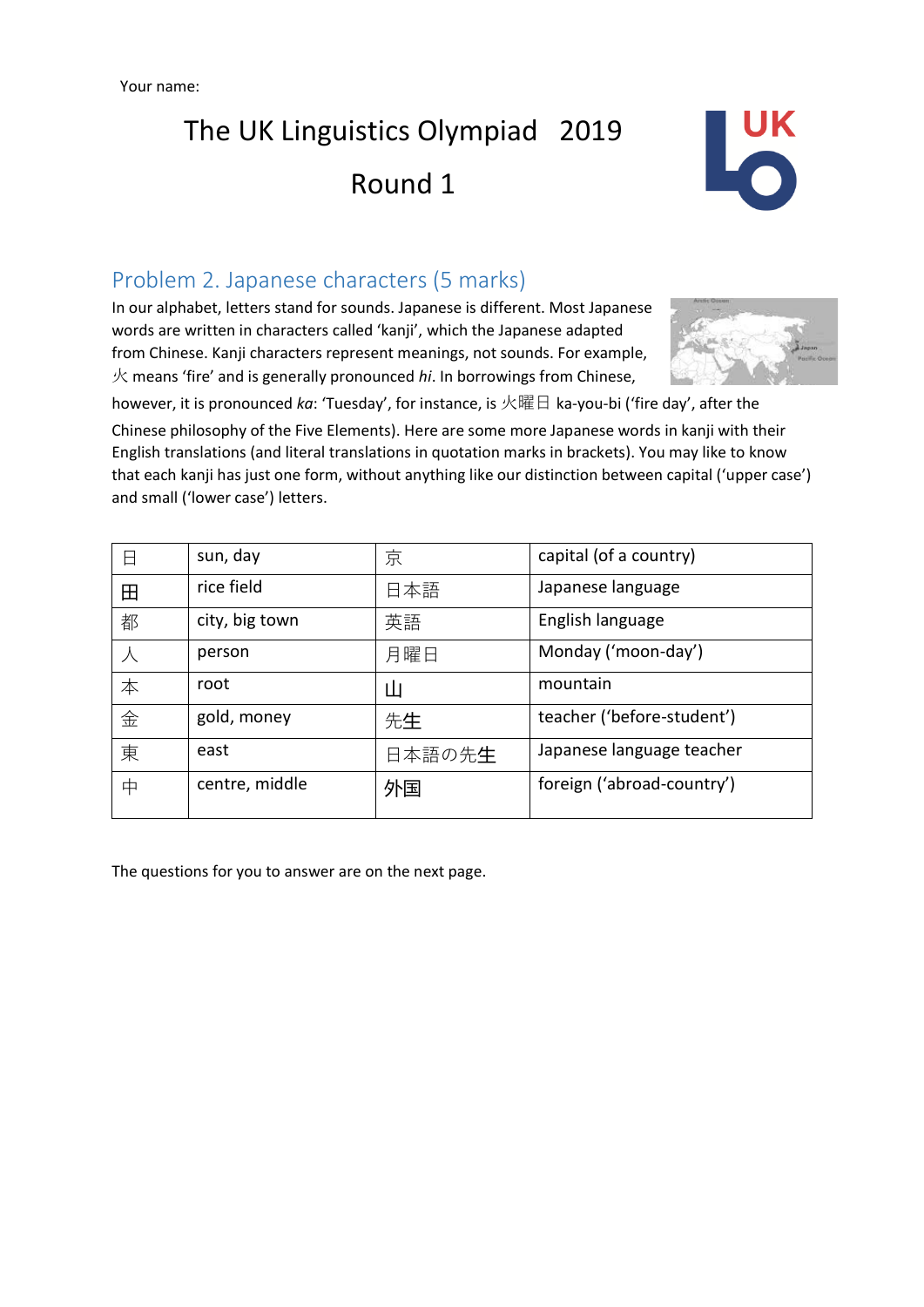Your name:

# The UK Linguistics Olympiad 2019

# Round 1

## Problem 2. Japanese characters (5 marks)

In our alphabet, letters stand for sounds. Japanese is different. Most Japanese words are written in characters called 'kanji', which the Japanese adapted from Chinese. Kanji characters represent meanings, not sounds. For example, 火 means 'fire' and is generally pronounced *hi*. In borrowings from Chinese, however, it is pronounced *ka*: 'Tuesday', for instance, is 火曜日 ka-you-bi ('fire day', after the Chinese philosophy of the Five Elements). Here are some more Japanese words in kanji with their English translations (and literal translations in quotation marks in brackets). You may like to know that each kanji has just one form, without anything like our distinction between capital ('upper case') and small ('lower case') letters.

| | | | |
|---|---|---|---|
| 日 | sun, day | 京 | capital (of a country) |
| 田 | rice field | 日本語 | Japanese language |
| 都 | city, big town | 英語 | English language |
| 人 | person | 月曜日 | Monday ('moon-day') |
| 本 | root | 山 | mountain |
| 金 | gold, money | 先生 | teacher ('before-student') |
| 東 | east | 日本語の先生 | Japanese language teacher |
| 中 | centre, middle | 外国 | foreign ('abroad-country') |

The questions for you to answer are on the next page.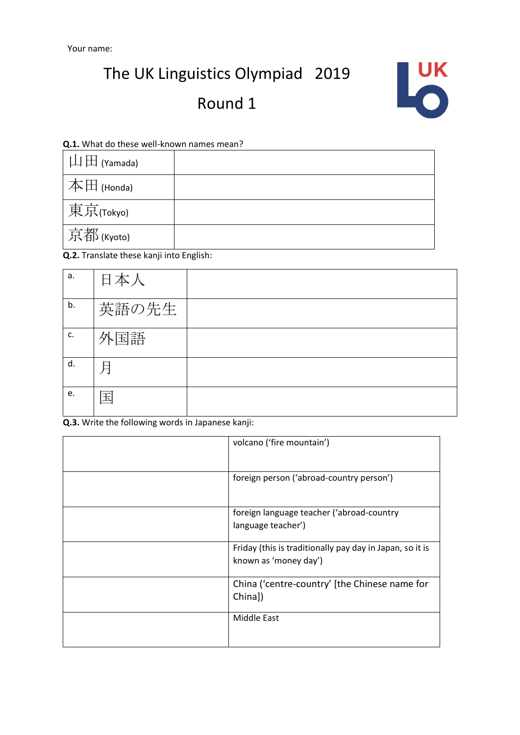Your name:

# The UK Linguistics Olympiad 2019

## Round 1

**Q.1.** What do these well-known names mean?

| | |
|---|---|
| 山田 (Yamada) | |
| 本田 (Honda) | |
| 東京(Tokyo) | |
| 京都 (Kyoto) | |

**Q.2.** Translate these kanji into English:

| | | |
|---|---|---|
| a. | 日本人 | |
| b. | 英語の先生 | |
| c. | 外国語 | |
| d. | 月 | |
| e. | 国 | |

**Q.3.** Write the following words in Japanese kanji:

| | |
|---|---|
| | volcano ('fire mountain') |
| | foreign person ('abroad-country person') |
| | foreign language teacher ('abroad-country language teacher') |
| | Friday (this is traditionally pay day in Japan, so it is known as 'money day') |
| | China ('centre-country' [the Chinese name for China]) |
| | Middle East |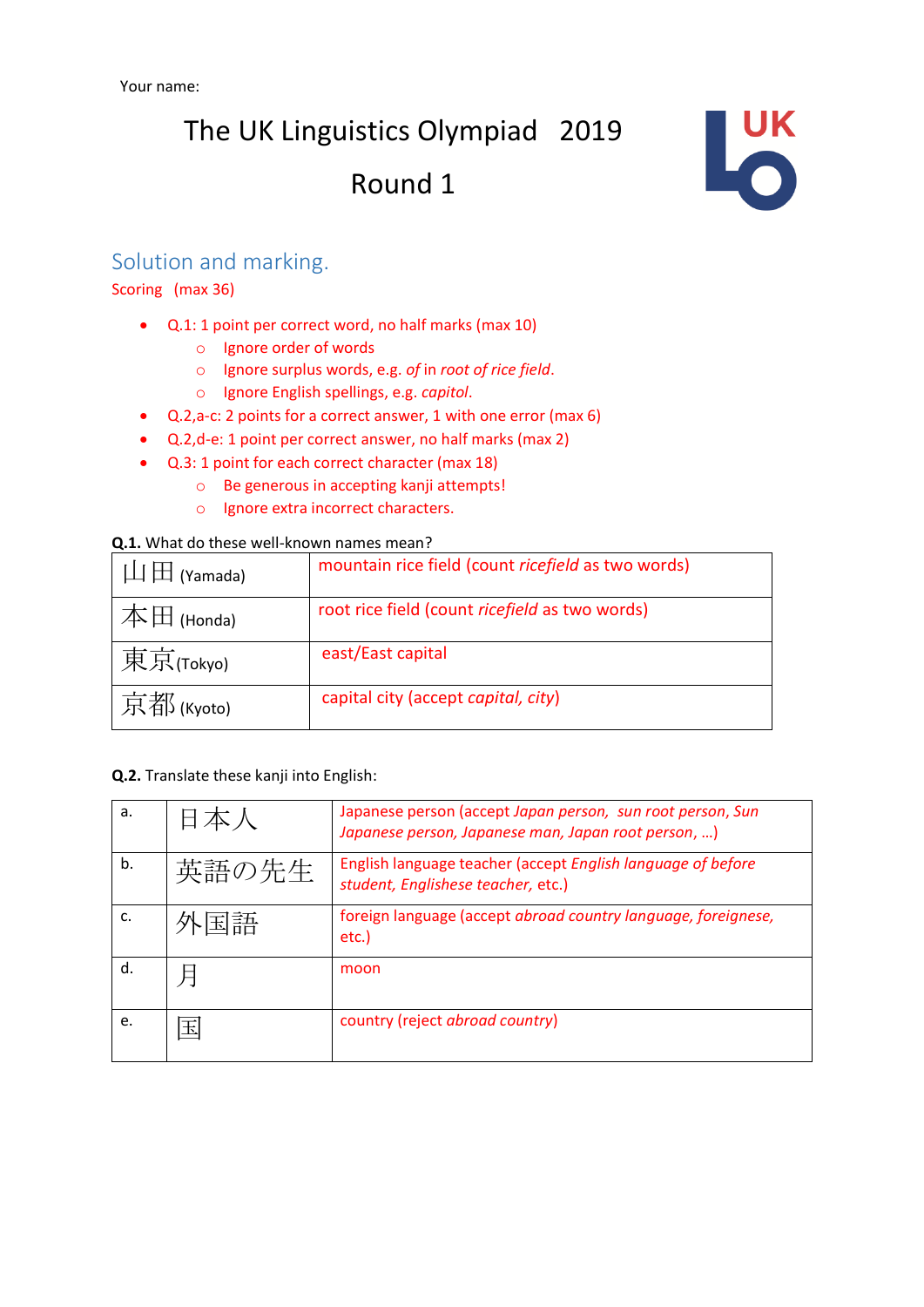Your name:

# The UK Linguistics Olympiad 2019

# Round 1

## Solution and marking.

Scoring (max 36)

- Q.1: 1 point per correct word, no half marks (max 10)
  - Ignore order of words
  - Ignore surplus words, e.g. *of* in *root of rice field*.
  - Ignore English spellings, e.g. *capitol*.
- Q.2,a-c: 2 points for a correct answer, 1 with one error (max 6)
- Q.2,d-e: 1 point per correct answer, no half marks (max 2)
- Q.3: 1 point for each correct character (max 18)
  - Be generous in accepting kanji attempts!
  - Ignore extra incorrect characters.

**Q.1.** What do these well-known names mean?

| | |
|---|---|
| 山田 (Yamada) | mountain rice field (count *ricefield* as two words) |
| 本田 (Honda) | root rice field (count *ricefield* as two words) |
| 東京(Tokyo) | east/East capital |
| 京都 (Kyoto) | capital city (accept *capital, city*) |

**Q.2.** Translate these kanji into English:

| | | |
|---|---|---|
| a. | 日本人 | Japanese person (accept *Japan person, sun root person, Sun Japanese person, Japanese man, Japan root person*, …) |
| b. | 英語の先生 | English language teacher (accept *English language of before student, Englishese teacher*, etc.) |
| c. | 外国語 | foreign language (accept *abroad country language, foreignese*, etc.) |
| d. | 月 | moon |
| e. | 国 | country (reject *abroad country*) |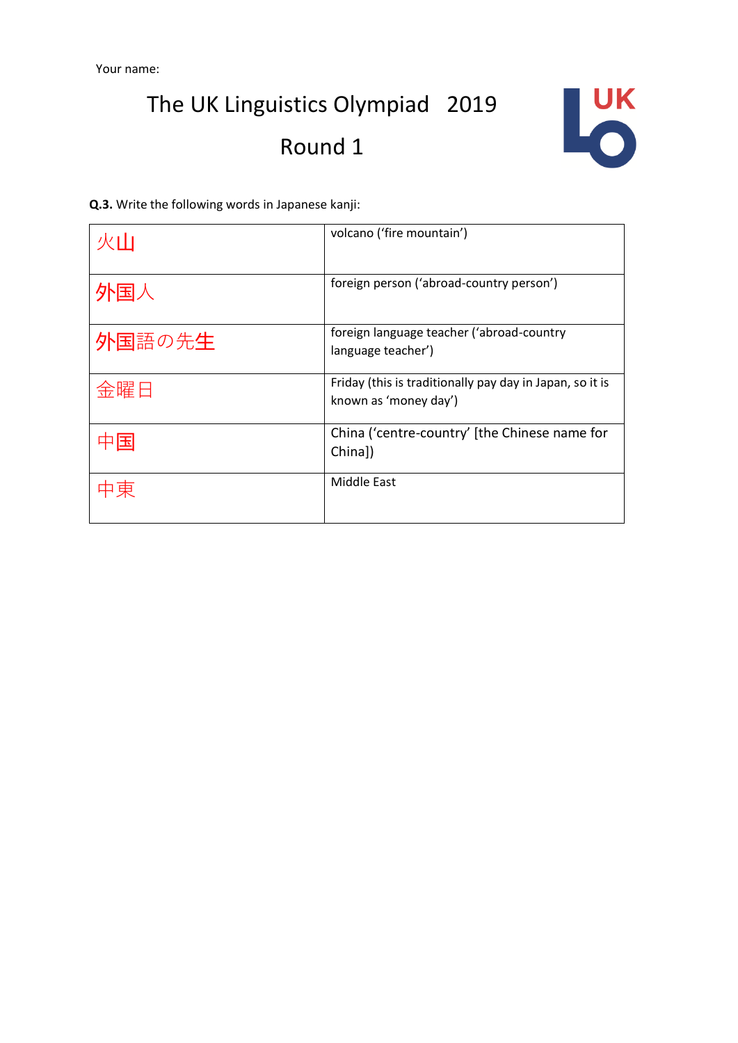Your name:

# The UK Linguistics Olympiad 2019

## Round 1

**Q.3.** Write the following words in Japanese kanji:

| | |
|---|---|
| 火山 | volcano ('fire mountain') |
| 外国人 | foreign person ('abroad-country person') |
| 外国語の先生 | foreign language teacher ('abroad-country language teacher') |
| 金曜日 | Friday (this is traditionally pay day in Japan, so it is known as 'money day') |
| 中国 | China ('centre-country' [the Chinese name for China]) |
| 中東 | Middle East |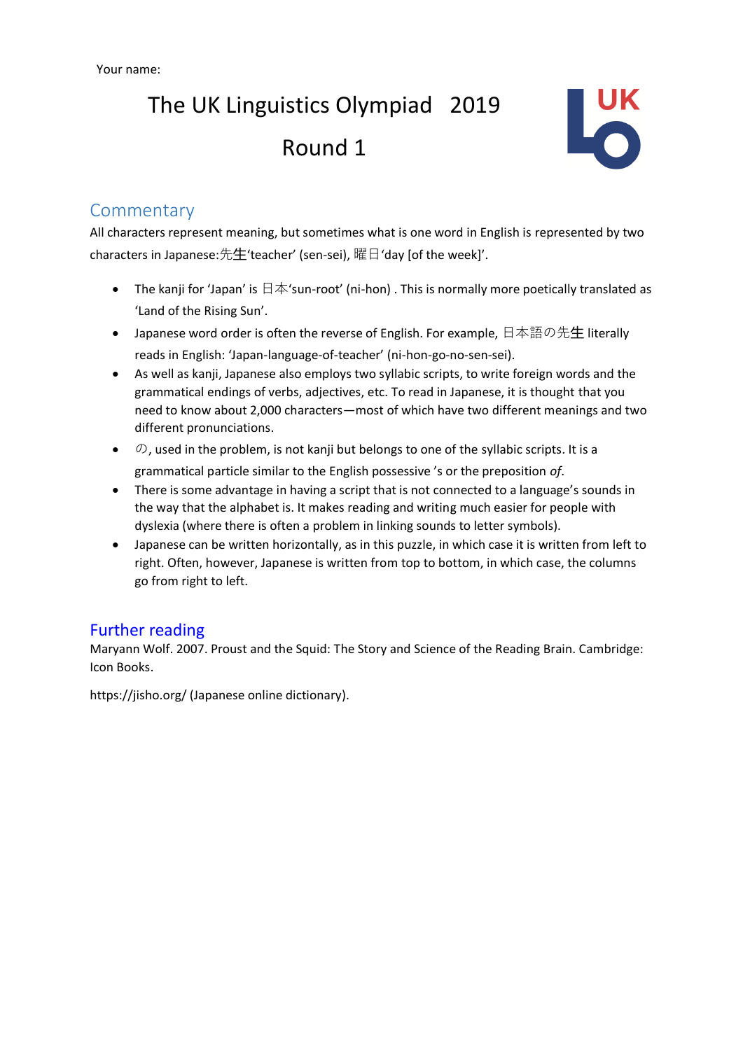Your name:

# The UK Linguistics Olympiad 2019

# Round 1

## Commentary

All characters represent meaning, but sometimes what is one word in English is represented by two characters in Japanese:先生'teacher' (sen-sei), 曜日'day [of the week]'.

- The kanji for 'Japan' is 日本'sun-root' (ni-hon) . This is normally more poetically translated as 'Land of the Rising Sun'.
- Japanese word order is often the reverse of English. For example, 日本語の先生 literally reads in English: 'Japan-language-of-teacher' (ni-hon-go-no-sen-sei).
- As well as kanji, Japanese also employs two syllabic scripts, to write foreign words and the grammatical endings of verbs, adjectives, etc. To read in Japanese, it is thought that you need to know about 2,000 characters—most of which have two different meanings and two different pronunciations.
- の, used in the problem, is not kanji but belongs to one of the syllabic scripts. It is a grammatical particle similar to the English possessive 's or the preposition *of*.
- There is some advantage in having a script that is not connected to a language's sounds in the way that the alphabet is. It makes reading and writing much easier for people with dyslexia (where there is often a problem in linking sounds to letter symbols).
- Japanese can be written horizontally, as in this puzzle, in which case it is written from left to right. Often, however, Japanese is written from top to bottom, in which case, the columns go from right to left.

## Further reading

Maryann Wolf. 2007. Proust and the Squid: The Story and Science of the Reading Brain. Cambridge: Icon Books.

https://jisho.org/ (Japanese online dictionary).